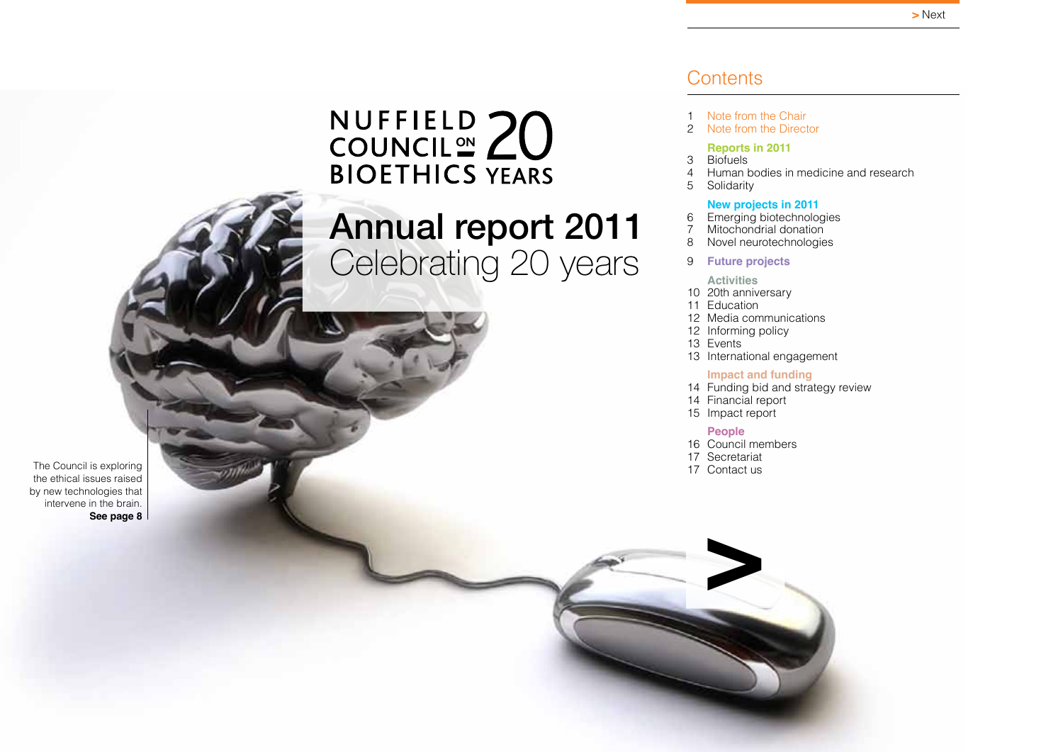# NUFFIELD COUNCIL ON BIOETHICS 20 YEARS

# Annual report 2011

## Celebrating 20 years

The Council is exploring the ethical issues raised by new technologies that intervene in the brain. **See page 8**

## Contents

1 Note from the Chair
2 Note from the Director

**Reports in 2011**

3 Biofuels
4 Human bodies in medicine and research
5 Solidarity

**New projects in 2011**

6 Emerging biotechnologies
7 Mitochondrial donation
8 Novel neurotechnologies

9 **Future projects**

**Activities**

10 20th anniversary
11 Education
12 Media communications
12 Informing policy
13 Events
13 International engagement

**Impact and funding**

14 Funding bid and strategy review
14 Financial report
15 Impact report

**People**

16 Council members
17 Secretariat
17 Contact us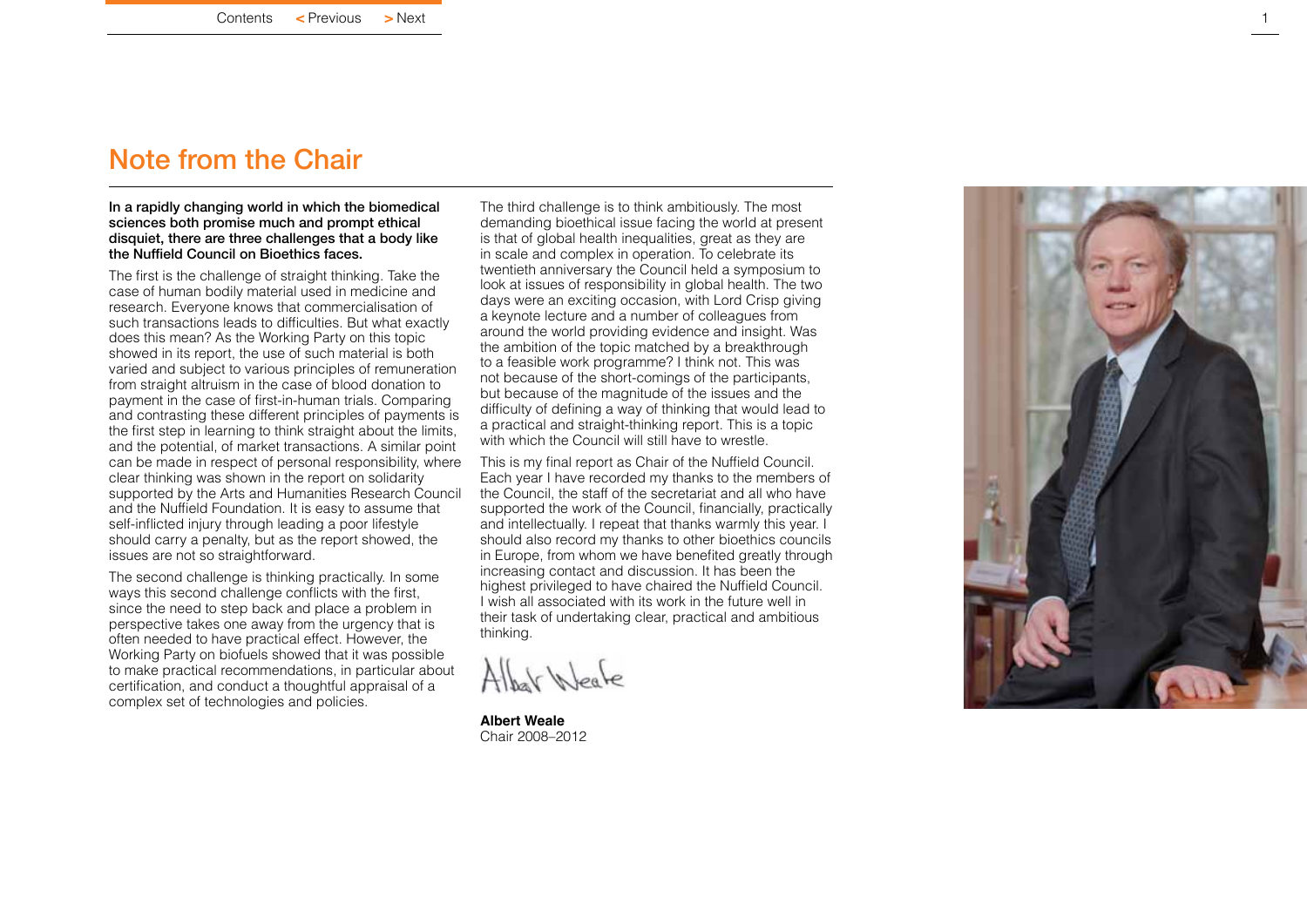# Note from the Chair

**In a rapidly changing world in which the biomedical sciences both promise much and prompt ethical disquiet, there are three challenges that a body like the Nuffield Council on Bioethics faces.**

The first is the challenge of straight thinking. Take the case of human bodily material used in medicine and research. Everyone knows that commercialisation of such transactions leads to difficulties. But what exactly does this mean? As the Working Party on this topic showed in its report, the use of such material is both varied and subject to various principles of remuneration from straight altruism in the case of blood donation to payment in the case of first-in-human trials. Comparing and contrasting these different principles of payments is the first step in learning to think straight about the limits, and the potential, of market transactions. A similar point can be made in respect of personal responsibility, where clear thinking was shown in the report on solidarity supported by the Arts and Humanities Research Council and the Nuffield Foundation. It is easy to assume that self-inflicted injury through leading a poor lifestyle should carry a penalty, but as the report showed, the issues are not so straightforward.

The second challenge is thinking practically. In some ways this second challenge conflicts with the first, since the need to step back and place a problem in perspective takes one away from the urgency that is often needed to have practical effect. However, the Working Party on biofuels showed that it was possible to make practical recommendations, in particular about certification, and conduct a thoughtful appraisal of a complex set of technologies and policies.

The third challenge is to think ambitiously. The most demanding bioethical issue facing the world at present is that of global health inequalities, great as they are in scale and complex in operation. To celebrate its twentieth anniversary the Council held a symposium to look at issues of responsibility in global health. The two days were an exciting occasion, with Lord Crisp giving a keynote lecture and a number of colleagues from around the world providing evidence and insight. Was the ambition of the topic matched by a breakthrough to a feasible work programme? I think not. This was not because of the short-comings of the participants, but because of the magnitude of the issues and the difficulty of defining a way of thinking that would lead to a practical and straight-thinking report. This is a topic with which the Council will still have to wrestle.

This is my final report as Chair of the Nuffield Council. Each year I have recorded my thanks to the members of the Council, the staff of the secretariat and all who have supported the work of the Council, financially, practically and intellectually. I repeat that thanks warmly this year. I should also record my thanks to other bioethics councils in Europe, from whom we have benefited greatly through increasing contact and discussion. It has been the highest privileged to have chaired the Nuffield Council. I wish all associated with its work in the future well in their task of undertaking clear, practical and ambitious thinking.

**Albert Weale**
Chair 2008–2012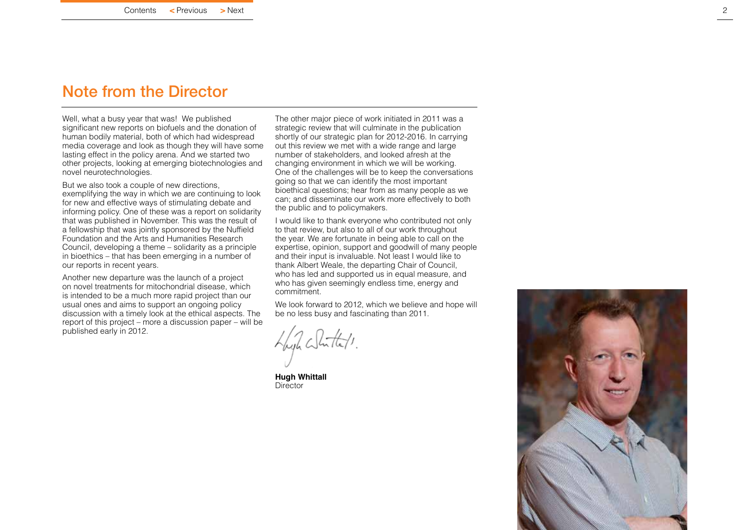# Note from the Director

Well, what a busy year that was! We published significant new reports on biofuels and the donation of human bodily material, both of which had widespread media coverage and look as though they will have some lasting effect in the policy arena. And we started two other projects, looking at emerging biotechnologies and novel neurotechnologies.

But we also took a couple of new directions, exemplifying the way in which we are continuing to look for new and effective ways of stimulating debate and informing policy. One of these was a report on solidarity that was published in November. This was the result of a fellowship that was jointly sponsored by the Nuffield Foundation and the Arts and Humanities Research Council, developing a theme – solidarity as a principle in bioethics – that has been emerging in a number of our reports in recent years.

Another new departure was the launch of a project on novel treatments for mitochondrial disease, which is intended to be a much more rapid project than our usual ones and aims to support an ongoing policy discussion with a timely look at the ethical aspects. The report of this project – more a discussion paper – will be published early in 2012.

The other major piece of work initiated in 2011 was a strategic review that will culminate in the publication shortly of our strategic plan for 2012-2016. In carrying out this review we met with a wide range and large number of stakeholders, and looked afresh at the changing environment in which we will be working. One of the challenges will be to keep the conversations going so that we can identify the most important bioethical questions; hear from as many people as we can; and disseminate our work more effectively to both the public and to policymakers.

I would like to thank everyone who contributed not only to that review, but also to all of our work throughout the year. We are fortunate in being able to call on the expertise, opinion, support and goodwill of many people and their input is invaluable. Not least I would like to thank Albert Weale, the departing Chair of Council, who has led and supported us in equal measure, and who has given seemingly endless time, energy and commitment.

We look forward to 2012, which we believe and hope will be no less busy and fascinating than 2011.

**Hugh Whittall**
Director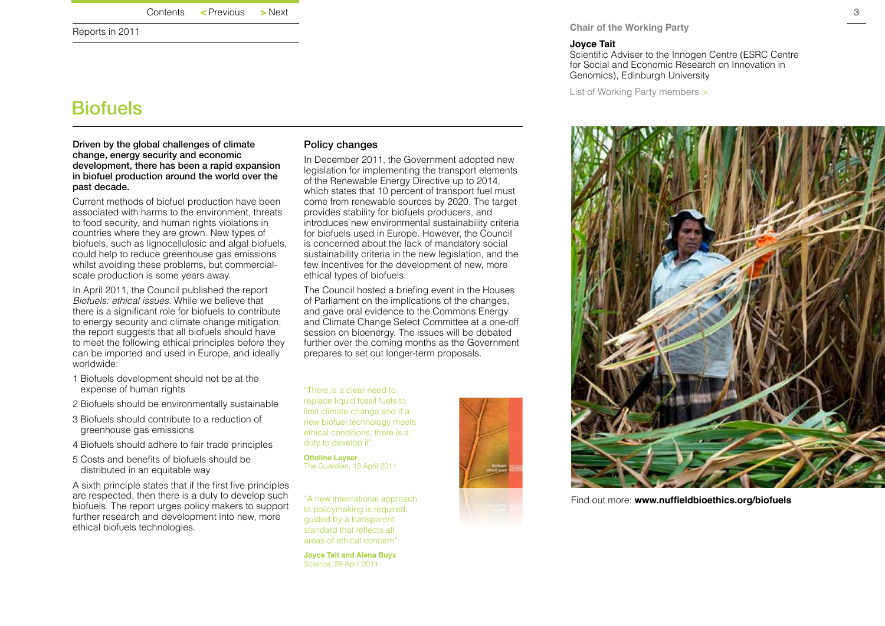# Biofuels

**Driven by the global challenges of climate change, energy security and economic development, there has been a rapid expansion in biofuel production around the world over the past decade.**

Current methods of biofuel production have been associated with harms to the environment, threats to food security, and human rights violations in countries where they are grown. New types of biofuels, such as lignocellulosic and algal biofuels, could help to reduce greenhouse gas emissions whilst avoiding these problems, but commercial-scale production is some years away.

In April 2011, the Council published the report *Biofuels: ethical issues*. While we believe that there is a significant role for biofuels to contribute to energy security and climate change mitigation, the report suggests that all biofuels should have to meet the following ethical principles before they can be imported and used in Europe, and ideally worldwide:

1 Biofuels development should not be at the expense of human rights

2 Biofuels should be environmentally sustainable

3 Biofuels should contribute to a reduction of greenhouse gas emissions

4 Biofuels should adhere to fair trade principles

5 Costs and benefits of biofuels should be distributed in an equitable way

A sixth principle states that if the first five principles are respected, then there is a duty to develop such biofuels. The report urges policy makers to support further research and development into new, more ethical biofuels technologies.

## Policy changes

In December 2011, the Government adopted new legislation for implementing the transport elements of the Renewable Energy Directive up to 2014, which states that 10 percent of transport fuel must come from renewable sources by 2020. The target provides stability for biofuels producers, and introduces new environmental sustainability criteria for biofuels used in Europe. However, the Council is concerned about the lack of mandatory social sustainability criteria in the new legislation, and the few incentives for the development of new, more ethical types of biofuels.

The Council hosted a briefing event in the Houses of Parliament on the implications of the changes, and gave oral evidence to the Commons Energy and Climate Change Select Committee at a one-off session on bioenergy. The issues will be debated further over the coming months as the Government prepares to set out longer-term proposals.

"There is a clear need to replace liquid fossil fuels to limit climate change and if a new biofuel technology meets ethical conditions, there is a duty to develop it"

**Ottoline Leyser**, The Guardian, 13 April 2011

"A new international approach to policymaking is required, guided by a transparent standard that reflects all areas of ethical concern"

**Joyce Tait and Alena Buyx**
Science, 29 April 2011

**Chair of the Working Party**

**Joyce Tait**
Scientific Adviser to the Innogen Centre (ESRC Centre for Social and Economic Research on Innovation in Genomics), Edinburgh University

List of Working Party members >

Find out more: **www.nuffieldbioethics.org/biofuels**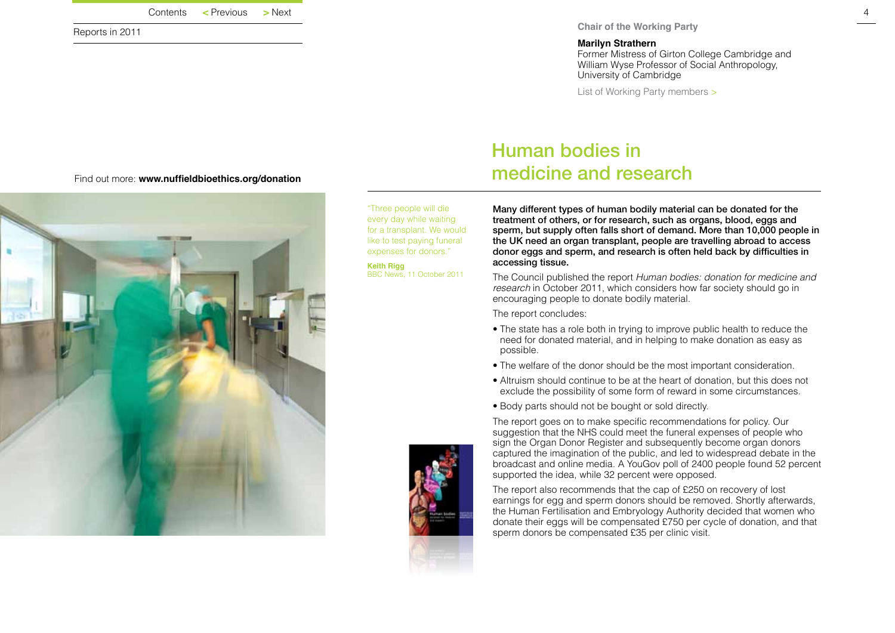Reports in 2011

Chair of the Working Party

**Marilyn Strathern**
Former Mistress of Girton College Cambridge and William Wyse Professor of Social Anthropology, University of Cambridge

List of Working Party members >

Find out more: **www.nuffieldbioethics.org/donation**

# Human bodies in medicine and research

"Three people will die every day while waiting for a transplant. We would like to test paying funeral expenses for donors."

**Keith Rigg**
BBC News, 11 October 2011

**Many different types of human bodily material can be donated for the treatment of others, or for research, such as organs, blood, eggs and sperm, but supply often falls short of demand. More than 10,000 people in the UK need an organ transplant, people are travelling abroad to access donor eggs and sperm, and research is often held back by difficulties in accessing tissue.**

The Council published the report *Human bodies: donation for medicine and research* in October 2011, which considers how far society should go in encouraging people to donate bodily material.

The report concludes:

- The state has a role both in trying to improve public health to reduce the need for donated material, and in helping to make donation as easy as possible.
- The welfare of the donor should be the most important consideration.
- Altruism should continue to be at the heart of donation, but this does not exclude the possibility of some form of reward in some circumstances.
- Body parts should not be bought or sold directly.

The report goes on to make specific recommendations for policy. Our suggestion that the NHS could meet the funeral expenses of people who sign the Organ Donor Register and subsequently become organ donors captured the imagination of the public, and led to widespread debate in the broadcast and online media. A YouGov poll of 2400 people found 52 percent supported the idea, while 32 percent were opposed.

The report also recommends that the cap of £250 on recovery of lost earnings for egg and sperm donors should be removed. Shortly afterwards, the Human Fertilisation and Embryology Authority decided that women who donate their eggs will be compensated £750 per cycle of donation, and that sperm donors be compensated £35 per clinic visit.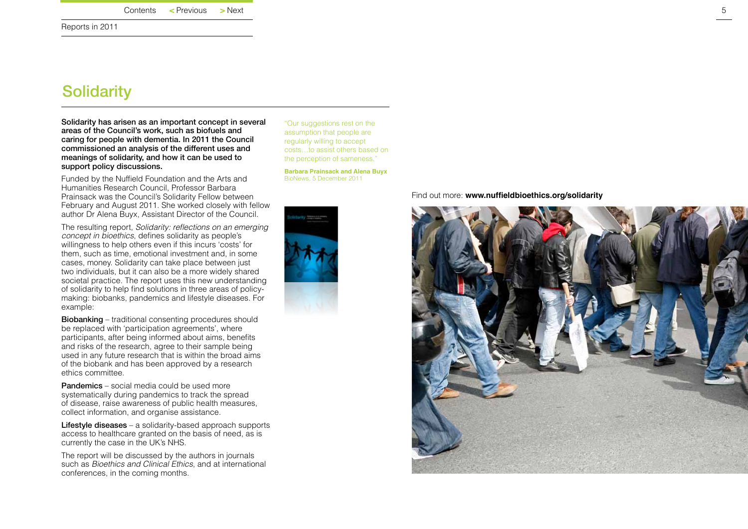# Solidarity

**Solidarity has arisen as an important concept in several areas of the Council's work, such as biofuels and caring for people with dementia. In 2011 the Council commissioned an analysis of the different uses and meanings of solidarity, and how it can be used to support policy discussions.**

Funded by the Nuffield Foundation and the Arts and Humanities Research Council, Professor Barbara Prainsack was the Council's Solidarity Fellow between February and August 2011. She worked closely with fellow author Dr Alena Buyx, Assistant Director of the Council.

The resulting report, *Solidarity: reflections on an emerging concept in bioethics*, defines solidarity as people's willingness to help others even if this incurs 'costs' for them, such as time, emotional investment and, in some cases, money. Solidarity can take place between just two individuals, but it can also be a more widely shared societal practice. The report uses this new understanding of solidarity to help find solutions in three areas of policy-making: biobanks, pandemics and lifestyle diseases. For example:

**Biobanking** – traditional consenting procedures should be replaced with 'participation agreements', where participants, after being informed about aims, benefits and risks of the research, agree to their sample being used in any future research that is within the broad aims of the biobank and has been approved by a research ethics committee.

**Pandemics** – social media could be used more systematically during pandemics to track the spread of disease, raise awareness of public health measures, collect information, and organise assistance.

**Lifestyle diseases** – a solidarity-based approach supports access to healthcare granted on the basis of need, as is currently the case in the UK's NHS.

The report will be discussed by the authors in journals such as *Bioethics and Clinical Ethics*, and at international conferences, in the coming months.

"Our suggestions rest on the assumption that people are regularly willing to accept costs…to assist others based on the perception of sameness."

**Barbara Prainsack and Alena Buyx**
BioNews, 5 December 2011

Find out more: **www.nuffieldbioethics.org/solidarity**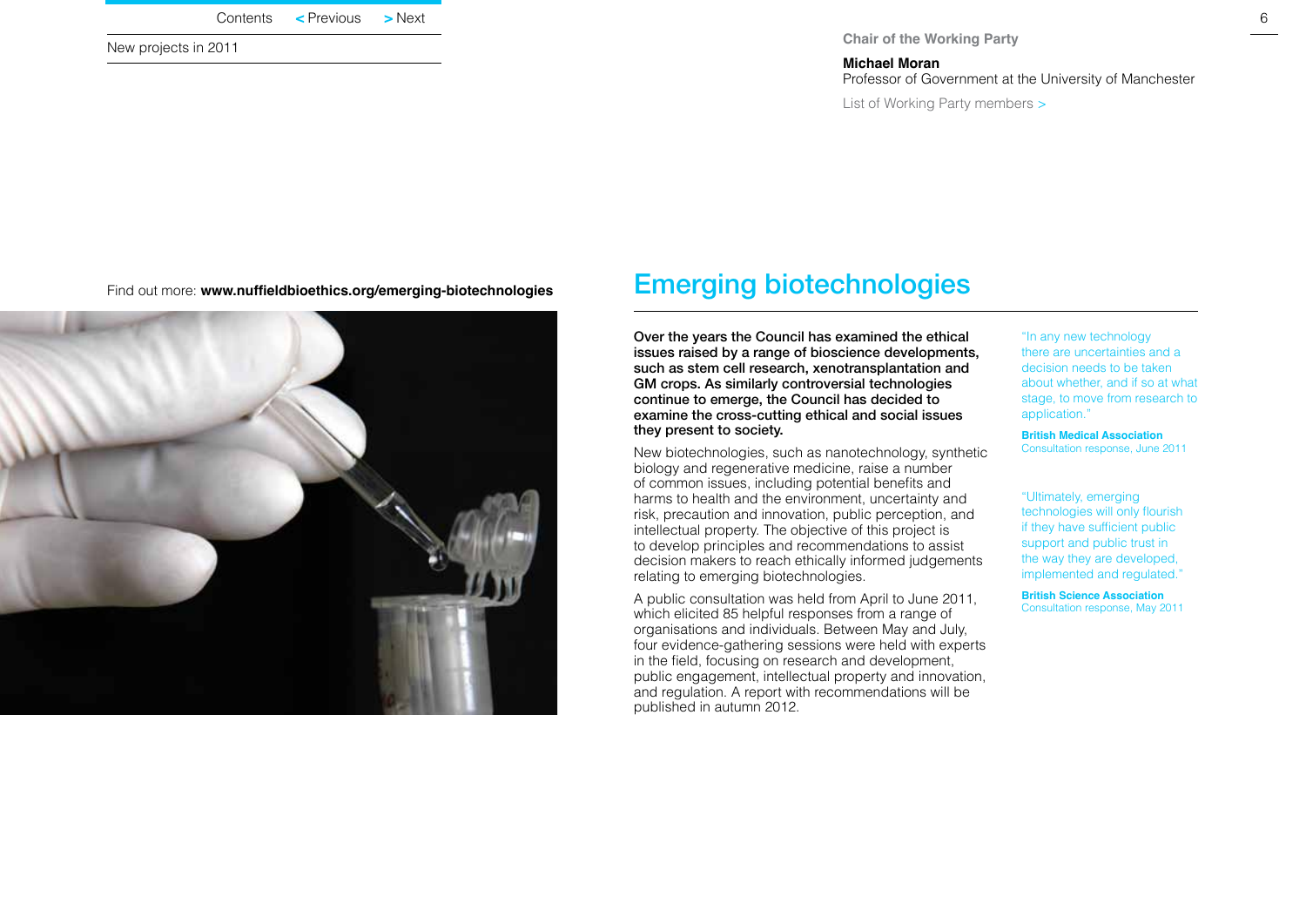Chair of the Working Party

**Michael Moran**
Professor of Government at the University of Manchester

List of Working Party members >

Find out more: **www.nuffieldbioethics.org/emerging-biotechnologies**

# Emerging biotechnologies

**Over the years the Council has examined the ethical issues raised by a range of bioscience developments, such as stem cell research, xenotransplantation and GM crops. As similarly controversial technologies continue to emerge, the Council has decided to examine the cross-cutting ethical and social issues they present to society.**

New biotechnologies, such as nanotechnology, synthetic biology and regenerative medicine, raise a number of common issues, including potential benefits and harms to health and the environment, uncertainty and risk, precaution and innovation, public perception, and intellectual property. The objective of this project is to develop principles and recommendations to assist decision makers to reach ethically informed judgements relating to emerging biotechnologies.

A public consultation was held from April to June 2011, which elicited 85 helpful responses from a range of organisations and individuals. Between May and July, four evidence-gathering sessions were held with experts in the field, focusing on research and development, public engagement, intellectual property and innovation, and regulation. A report with recommendations will be published in autumn 2012.

"In any new technology there are uncertainties and a decision needs to be taken about whether, and if so at what stage, to move from research to application."

**British Medical Association**
Consultation response, June 2011

"Ultimately, emerging technologies will only flourish if they have sufficient public support and public trust in the way they are developed, implemented and regulated."

**British Science Association**
Consultation response, May 2011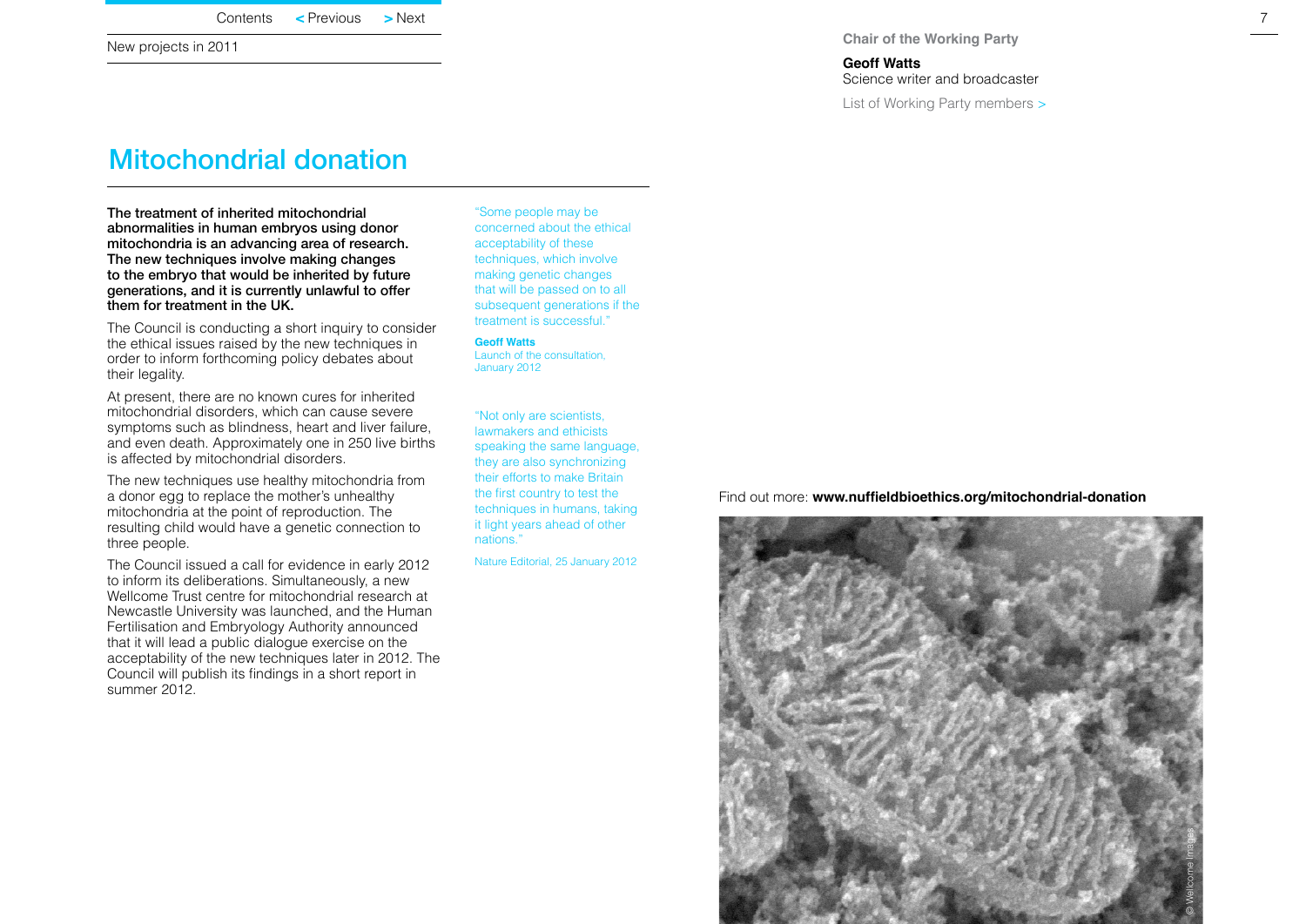# Mitochondrial donation

**The treatment of inherited mitochondrial abnormalities in human embryos using donor mitochondria is an advancing area of research. The new techniques involve making changes to the embryo that would be inherited by future generations, and it is currently unlawful to offer them for treatment in the UK.**

The Council is conducting a short inquiry to consider the ethical issues raised by the new techniques in order to inform forthcoming policy debates about their legality.

At present, there are no known cures for inherited mitochondrial disorders, which can cause severe symptoms such as blindness, heart and liver failure, and even death. Approximately one in 250 live births is affected by mitochondrial disorders.

The new techniques use healthy mitochondria from a donor egg to replace the mother's unhealthy mitochondria at the point of reproduction. The resulting child would have a genetic connection to three people.

The Council issued a call for evidence in early 2012 to inform its deliberations. Simultaneously, a new Wellcome Trust centre for mitochondrial research at Newcastle University was launched, and the Human Fertilisation and Embryology Authority announced that it will lead a public dialogue exercise on the acceptability of the new techniques later in 2012. The Council will publish its findings in a short report in summer 2012.

"Some people may be concerned about the ethical acceptability of these techniques, which involve making genetic changes that will be passed on to all subsequent generations if the treatment is successful."

**Geoff Watts**
Launch of the consultation, January 2012

"Not only are scientists, lawmakers and ethicists speaking the same language, they are also synchronizing their efforts to make Britain the first country to test the techniques in humans, taking it light years ahead of other nations."

Nature Editorial, 25 January 2012

**Chair of the Working Party**

**Geoff Watts**
Science writer and broadcaster

List of Working Party members >

Find out more: **www.nuffieldbioethics.org/mitochondrial-donation**

© Wellcome Images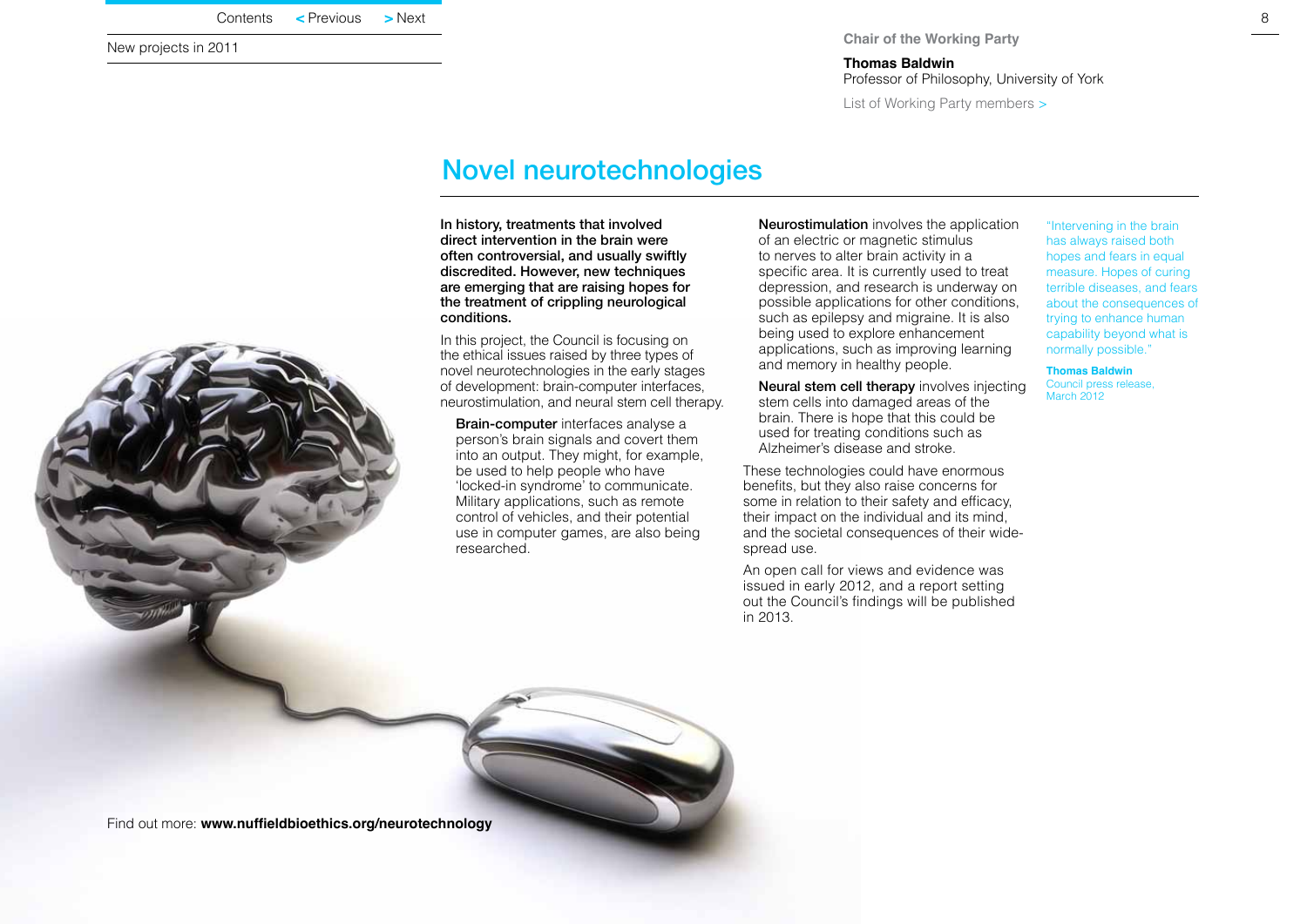New projects in 2011

**Chair of the Working Party**

**Thomas Baldwin**
Professor of Philosophy, University of York

List of Working Party members >

# Novel neurotechnologies

**In history, treatments that involved direct intervention in the brain were often controversial, and usually swiftly discredited. However, new techniques are emerging that are raising hopes for the treatment of crippling neurological conditions.**

In this project, the Council is focusing on the ethical issues raised by three types of novel neurotechnologies in the early stages of development: brain-computer interfaces, neurostimulation, and neural stem cell therapy.

- **Brain-computer** interfaces analyse a person's brain signals and covert them into an output. They might, for example, be used to help people who have 'locked-in syndrome' to communicate. Military applications, such as remote control of vehicles, and their potential use in computer games, are also being researched.
- **Neurostimulation** involves the application of an electric or magnetic stimulus to nerves to alter brain activity in a specific area. It is currently used to treat depression, and research is underway on possible applications for other conditions, such as epilepsy and migraine. It is also being used to explore enhancement applications, such as improving learning and memory in healthy people.
- **Neural stem cell therapy** involves injecting stem cells into damaged areas of the brain. There is hope that this could be used for treating conditions such as Alzheimer's disease and stroke.

These technologies could have enormous benefits, but they also raise concerns for some in relation to their safety and efficacy, their impact on the individual and its mind, and the societal consequences of their wide-spread use.

An open call for views and evidence was issued in early 2012, and a report setting out the Council's findings will be published in 2013.

"Intervening in the brain has always raised both hopes and fears in equal measure. Hopes of curing terrible diseases, and fears about the consequences of trying to enhance human capability beyond what is normally possible."

**Thomas Baldwin**
Council press release, March 2012

Find out more: **www.nuffieldbioethics.org/neurotechnology**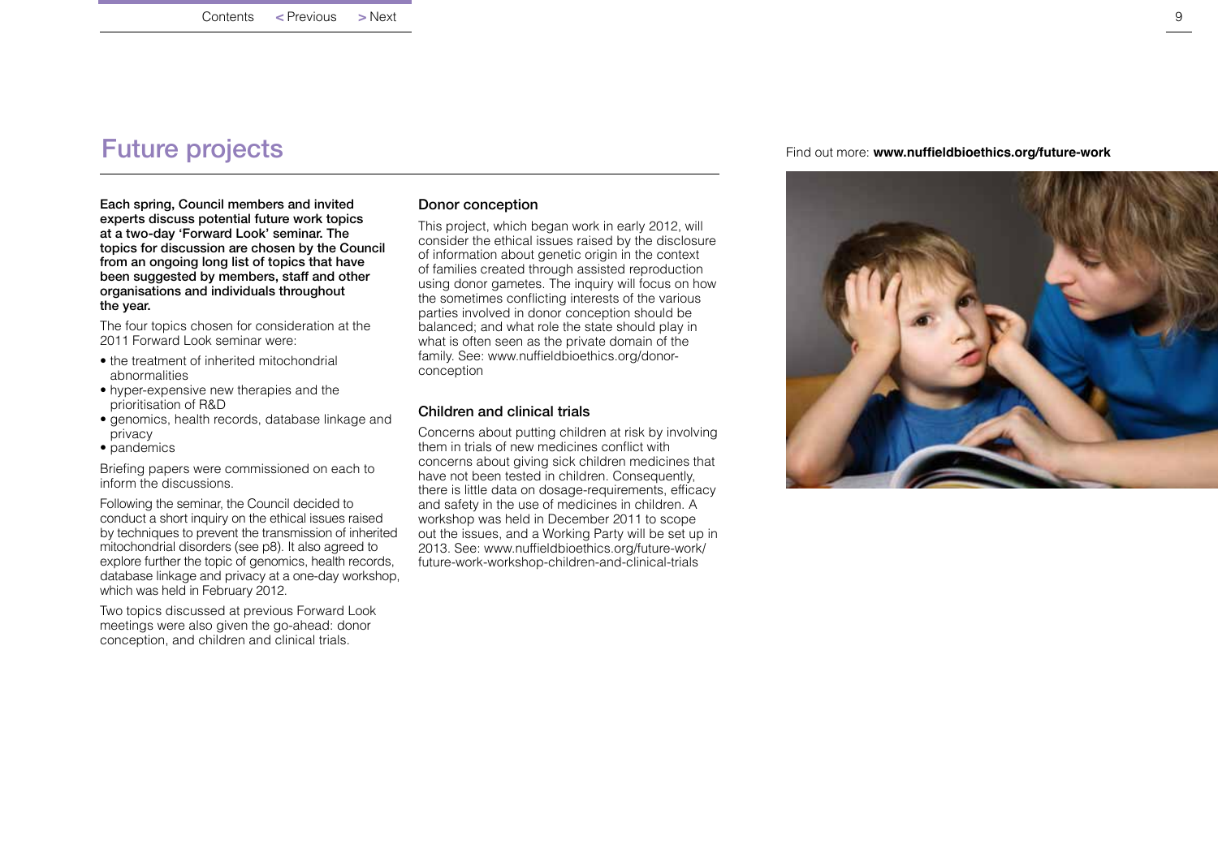# Future projects

Find out more: **www.nuffieldbioethics.org/future-work**

**Each spring, Council members and invited experts discuss potential future work topics at a two-day 'Forward Look' seminar. The topics for discussion are chosen by the Council from an ongoing long list of topics that have been suggested by members, staff and other organisations and individuals throughout the year.**

The four topics chosen for consideration at the 2011 Forward Look seminar were:

- the treatment of inherited mitochondrial abnormalities
- hyper-expensive new therapies and the prioritisation of R&D
- genomics, health records, database linkage and privacy
- pandemics

Briefing papers were commissioned on each to inform the discussions.

Following the seminar, the Council decided to conduct a short inquiry on the ethical issues raised by techniques to prevent the transmission of inherited mitochondrial disorders (see p8). It also agreed to explore further the topic of genomics, health records, database linkage and privacy at a one-day workshop, which was held in February 2012.

Two topics discussed at previous Forward Look meetings were also given the go-ahead: donor conception, and children and clinical trials.

### Donor conception

This project, which began work in early 2012, will consider the ethical issues raised by the disclosure of information about genetic origin in the context of families created through assisted reproduction using donor gametes. The inquiry will focus on how the sometimes conflicting interests of the various parties involved in donor conception should be balanced; and what role the state should play in what is often seen as the private domain of the family. See: www.nuffieldbioethics.org/donor-conception

### Children and clinical trials

Concerns about putting children at risk by involving them in trials of new medicines conflict with concerns about giving sick children medicines that have not been tested in children. Consequently, there is little data on dosage-requirements, efficacy and safety in the use of medicines in children. A workshop was held in December 2011 to scope out the issues, and a Working Party will be set up in 2013. See: www.nuffieldbioethics.org/future-work/future-work-workshop-children-and-clinical-trials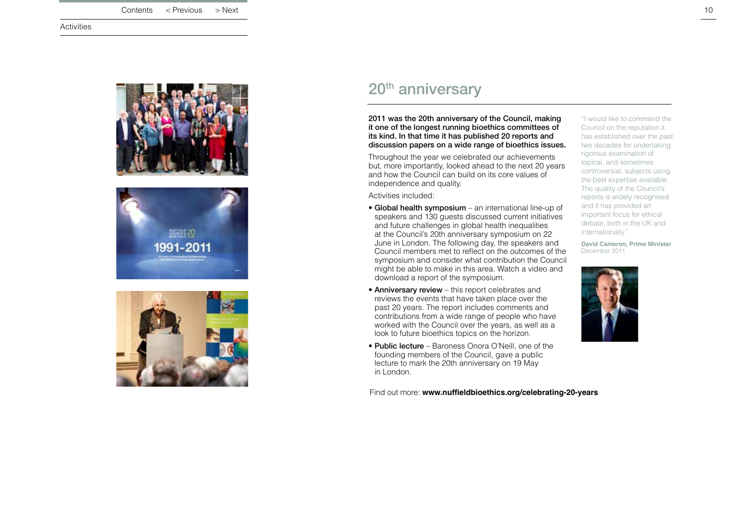# 20th anniversary

**2011 was the 20th anniversary of the Council, making it one of the longest running bioethics committees of its kind. In that time it has published 20 reports and discussion papers on a wide range of bioethics issues.**

Throughout the year we celebrated our achievements but, more importantly, looked ahead to the next 20 years and how the Council can build on its core values of independence and quality.

Activities included:

- **Global health symposium** – an international line-up of speakers and 130 guests discussed current initiatives and future challenges in global health inequalities at the Council's 20th anniversary symposium on 22 June in London. The following day, the speakers and Council members met to reflect on the outcomes of the symposium and consider what contribution the Council might be able to make in this area. Watch a video and download a report of the symposium.
- **Anniversary review** – this report celebrates and reviews the events that have taken place over the past 20 years. The report includes comments and contributions from a wide range of people who have worked with the Council over the years, as well as a look to future bioethics topics on the horizon.
- **Public lecture** – Baroness Onora O'Neill, one of the founding members of the Council, gave a public lecture to mark the 20th anniversary on 19 May in London.

Find out more: **www.nuffieldbioethics.org/celebrating-20-years**

"I would like to commend the Council on the reputation it has established over the past two decades for undertaking rigorous examination of topical, and sometimes controversial, subjects using the best expertise available. The quality of the Council's reports is widely recognised and it has provided an important focus for ethical debate, both in the UK and internationally."

**David Cameron, Prime Minister**
December 2011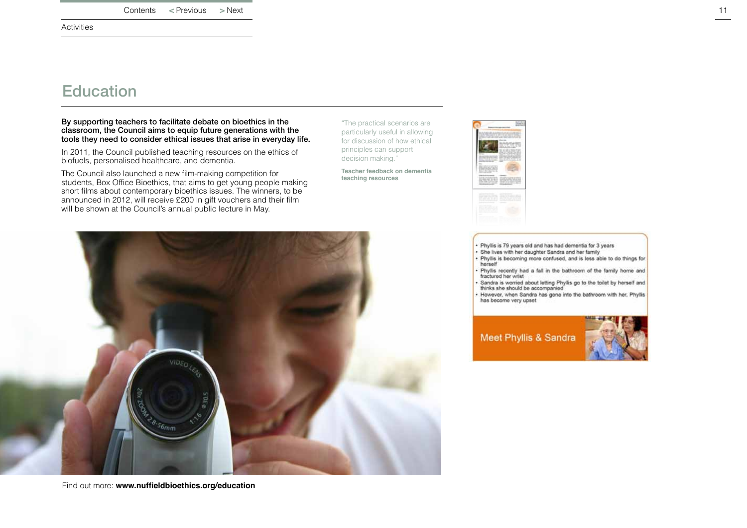# Education

**By supporting teachers to facilitate debate on bioethics in the classroom, the Council aims to equip future generations with the tools they need to consider ethical issues that arise in everyday life.**

In 2011, the Council published teaching resources on the ethics of biofuels, personalised healthcare, and dementia.

The Council also launched a new film-making competition for students, Box Office Bioethics, that aims to get young people making short films about contemporary bioethics issues. The winners, to be announced in 2012, will receive £200 in gift vouchers and their film will be shown at the Council's annual public lecture in May.

"The practical scenarios are particularly useful in allowing for discussion of how ethical principles can support decision making."

**Teacher feedback on dementia teaching resources**

- Phyllis is 79 years old and has had dementia for 3 years
- She lives with her daughter Sandra and her family
- Phyllis is becoming more confused, and is less able to do things for herself
- Phyllis recently had a fall in the bathroom of the family home and fractured her wrist
- Sandra is worried about letting Phyllis go to the toilet by herself and thinks she should be accompanied
- However, when Sandra has gone into the bathroom with her, Phyllis has become very upset

Meet Phyllis & Sandra

Find out more: **www.nuffieldbioethics.org/education**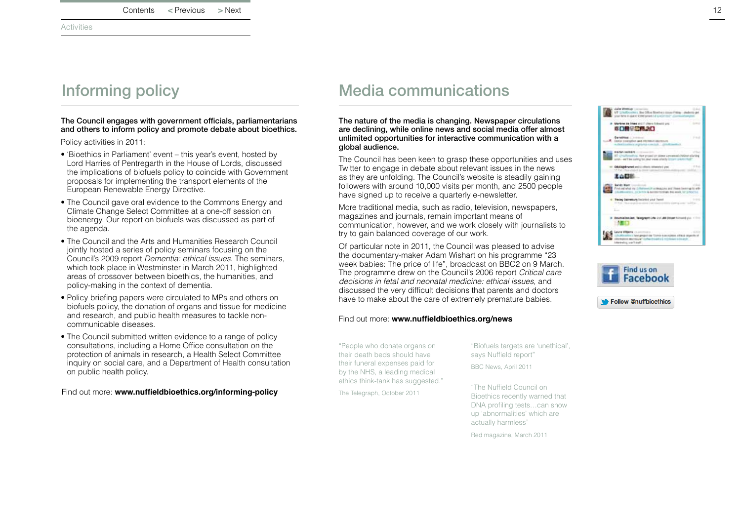# Informing policy

**The Council engages with government officials, parliamentarians and others to inform policy and promote debate about bioethics.**

Policy activities in 2011:

- 'Bioethics in Parliament' event – this year's event, hosted by Lord Harries of Pentregarth in the House of Lords, discussed the implications of biofuels policy to coincide with Government proposals for implementing the transport elements of the European Renewable Energy Directive.
- The Council gave oral evidence to the Commons Energy and Climate Change Select Committee at a one-off session on bioenergy. Our report on biofuels was discussed as part of the agenda.
- The Council and the Arts and Humanities Research Council jointly hosted a series of policy seminars focusing on the Council's 2009 report *Dementia: ethical issues*. The seminars, which took place in Westminster in March 2011, highlighted areas of crossover between bioethics, the humanities, and policy-making in the context of dementia.
- Policy briefing papers were circulated to MPs and others on biofuels policy, the donation of organs and tissue for medicine and research, and public health measures to tackle non-communicable diseases.
- The Council submitted written evidence to a range of policy consultations, including a Home Office consultation on the protection of animals in research, a Health Select Committee inquiry on social care, and a Department of Health consultation on public health policy.

Find out more: **www.nuffieldbioethics.org/informing-policy**

# Media communications

**The nature of the media is changing. Newspaper circulations are declining, while online news and social media offer almost unlimited opportunities for interactive communication with a global audience.**

The Council has been keen to grasp these opportunities and uses Twitter to engage in debate about relevant issues in the news as they are unfolding. The Council's website is steadily gaining followers with around 10,000 visits per month, and 2500 people have signed up to receive a quarterly e-newsletter.

More traditional media, such as radio, television, newspapers, magazines and journals, remain important means of communication, however, and we work closely with journalists to try to gain balanced coverage of our work.

Of particular note in 2011, the Council was pleased to advise the documentary-maker Adam Wishart on his programme "23 week babies: The price of life", broadcast on BBC2 on 9 March. The programme drew on the Council's 2006 report *Critical care decisions in fetal and neonatal medicine: ethical issues*, and discussed the very difficult decisions that parents and doctors have to make about the care of extremely premature babies.

Find out more: **www.nuffieldbioethics.org/news**

"People who donate organs on their death beds should have their funeral expenses paid for by the NHS, a leading medical ethics think-tank has suggested."

The Telegraph, October 2011

"Biofuels targets are 'unethical', says Nuffield report"

BBC News, April 2011

"The Nuffield Council on Bioethics recently warned that DNA profiling tests…can show up 'abnormalities' which are actually harmless"

Red magazine, March 2011

Find us on Facebook

Follow @nuffbioethics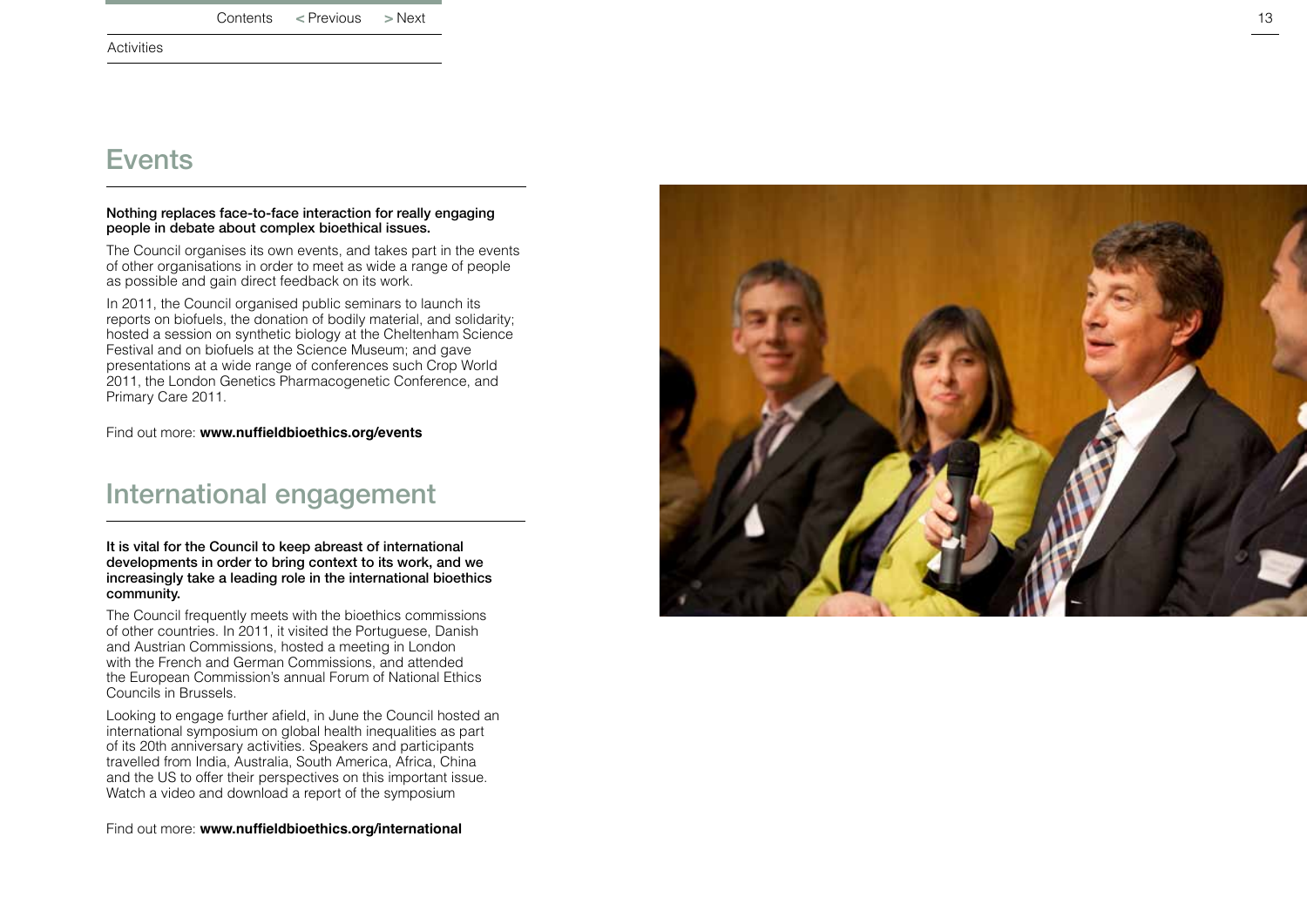## Events

**Nothing replaces face-to-face interaction for really engaging people in debate about complex bioethical issues.**

The Council organises its own events, and takes part in the events of other organisations in order to meet as wide a range of people as possible and gain direct feedback on its work.

In 2011, the Council organised public seminars to launch its reports on biofuels, the donation of bodily material, and solidarity; hosted a session on synthetic biology at the Cheltenham Science Festival and on biofuels at the Science Museum; and gave presentations at a wide range of conferences such Crop World 2011, the London Genetics Pharmacogenetic Conference, and Primary Care 2011.

Find out more: **www.nuffieldbioethics.org/events**

## International engagement

**It is vital for the Council to keep abreast of international developments in order to bring context to its work, and we increasingly take a leading role in the international bioethics community.**

The Council frequently meets with the bioethics commissions of other countries. In 2011, it visited the Portuguese, Danish and Austrian Commissions, hosted a meeting in London with the French and German Commissions, and attended the European Commission's annual Forum of National Ethics Councils in Brussels.

Looking to engage further afield, in June the Council hosted an international symposium on global health inequalities as part of its 20th anniversary activities. Speakers and participants travelled from India, Australia, South America, Africa, China and the US to offer their perspectives on this important issue. Watch a video and download a report of the symposium

Find out more: **www.nuffieldbioethics.org/international**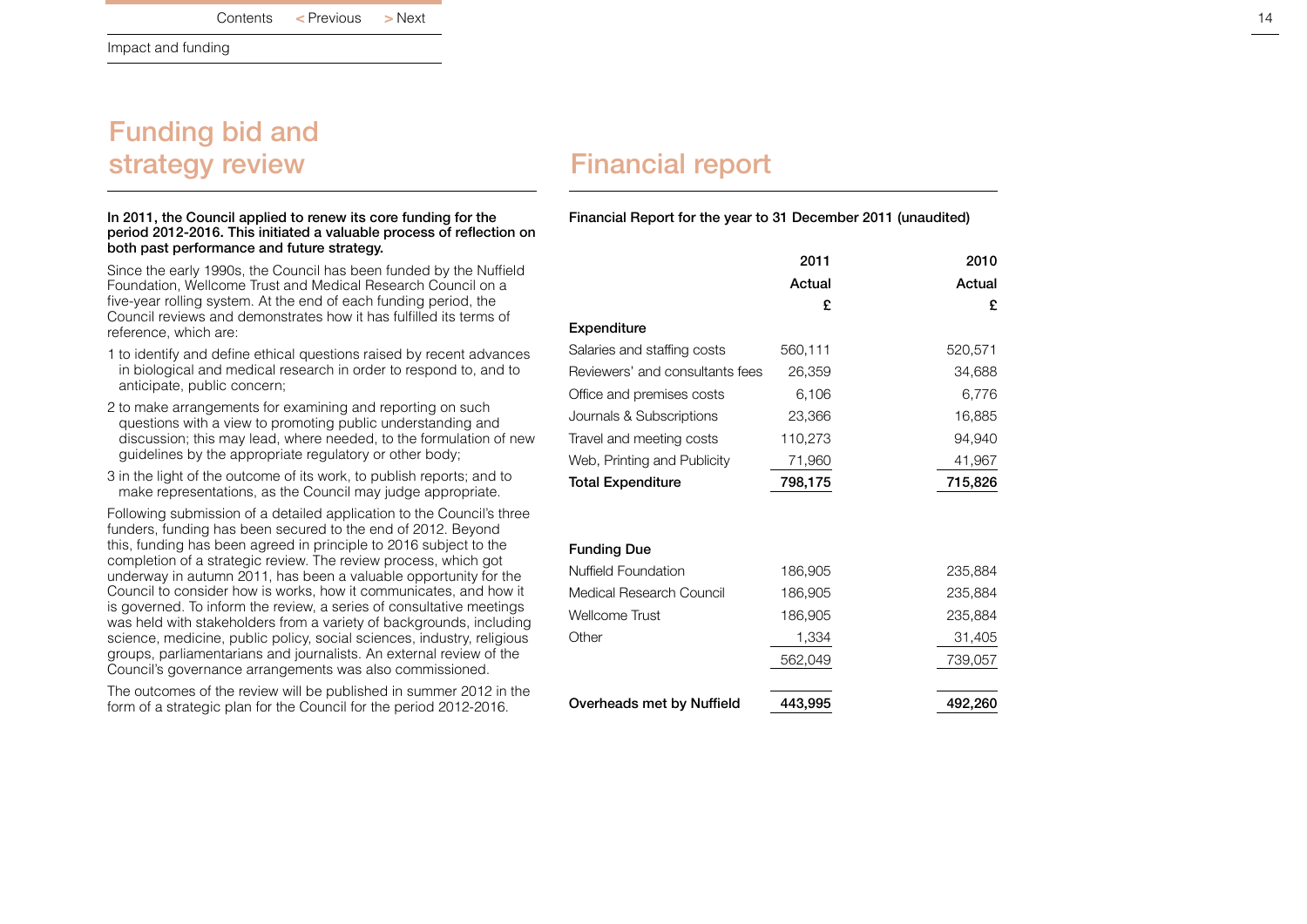## Funding bid and strategy review

**In 2011, the Council applied to renew its core funding for the period 2012-2016. This initiated a valuable process of reflection on both past performance and future strategy.**

Since the early 1990s, the Council has been funded by the Nuffield Foundation, Wellcome Trust and Medical Research Council on a five-year rolling system. At the end of each funding period, the Council reviews and demonstrates how it has fulfilled its terms of reference, which are:

1 to identify and define ethical questions raised by recent advances in biological and medical research in order to respond to, and to anticipate, public concern;

2 to make arrangements for examining and reporting on such questions with a view to promoting public understanding and discussion; this may lead, where needed, to the formulation of new guidelines by the appropriate regulatory or other body;

3 in the light of the outcome of its work, to publish reports; and to make representations, as the Council may judge appropriate.

Following submission of a detailed application to the Council's three funders, funding has been secured to the end of 2012. Beyond this, funding has been agreed in principle to 2016 subject to the completion of a strategic review. The review process, which got underway in autumn 2011, has been a valuable opportunity for the Council to consider how is works, how it communicates, and how it is governed. To inform the review, a series of consultative meetings was held with stakeholders from a variety of backgrounds, including science, medicine, public policy, social sciences, industry, religious groups, parliamentarians and journalists. An external review of the Council's governance arrangements was also commissioned.

The outcomes of the review will be published in summer 2012 in the form of a strategic plan for the Council for the period 2012-2016.

## Financial report

**Financial Report for the year to 31 December 2011 (unaudited)**

| | 2011 Actual £ | 2010 Actual £ |
|---|---|---|
| **Expenditure** | | |
| Salaries and staffing costs | 560,111 | 520,571 |
| Reviewers' and consultants fees | 26,359 | 34,688 |
| Office and premises costs | 6,106 | 6,776 |
| Journals & Subscriptions | 23,366 | 16,885 |
| Travel and meeting costs | 110,273 | 94,940 |
| Web, Printing and Publicity | 71,960 | 41,967 |
| **Total Expenditure** | **798,175** | **715,826** |
| | | |
| **Funding Due** | | |
| Nuffield Foundation | 186,905 | 235,884 |
| Medical Research Council | 186,905 | 235,884 |
| Wellcome Trust | 186,905 | 235,884 |
| Other | 1,334 | 31,405 |
| | 562,049 | 739,057 |
| | | |
| **Overheads met by Nuffield** | **443,995** | **492,260** |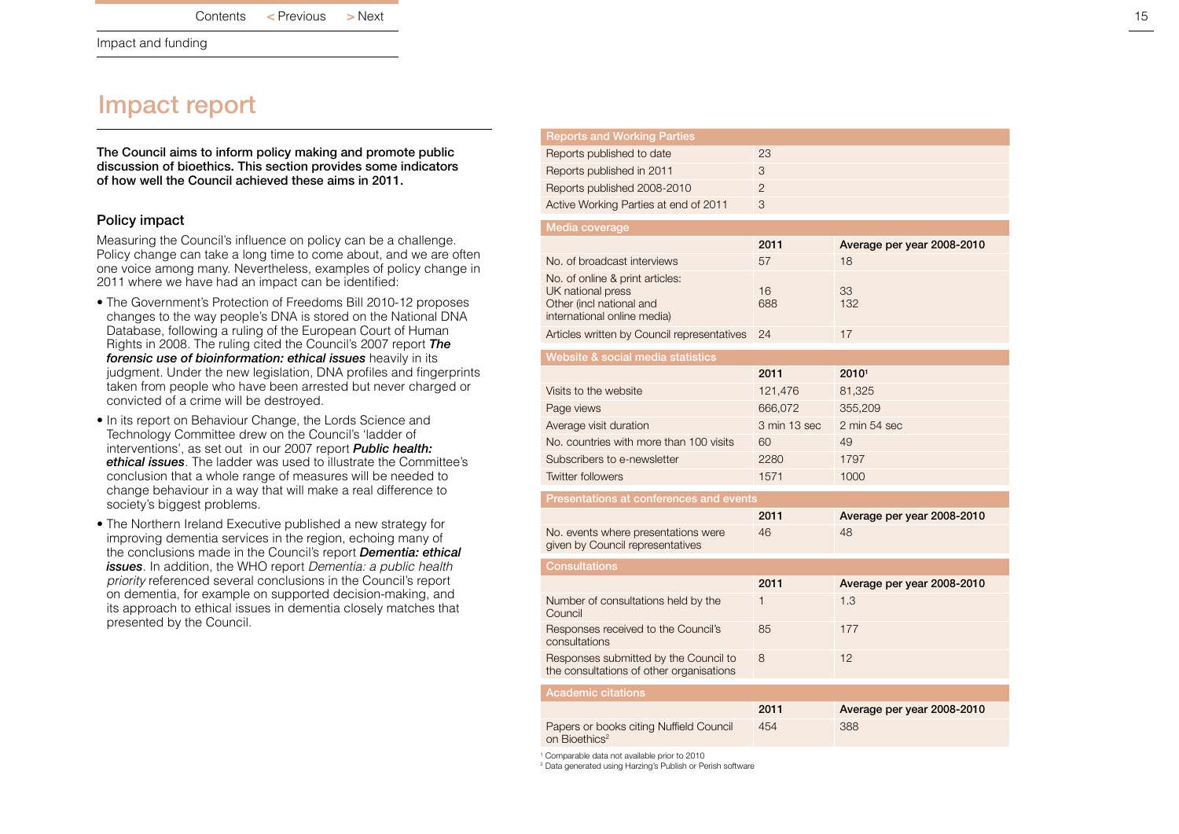# Impact report

**The Council aims to inform policy making and promote public discussion of bioethics. This section provides some indicators of how well the Council achieved these aims in 2011.**

## Policy impact

Measuring the Council's influence on policy can be a challenge. Policy change can take a long time to come about, and we are often one voice among many. Nevertheless, examples of policy change in 2011 where we have had an impact can be identified:

- The Government's Protection of Freedoms Bill 2010-12 proposes changes to the way people's DNA is stored on the National DNA Database, following a ruling of the European Court of Human Rights in 2008. The ruling cited the Council's 2007 report ***The forensic use of bioinformation: ethical issues*** heavily in its judgment. Under the new legislation, DNA profiles and fingerprints taken from people who have been arrested but never charged or convicted of a crime will be destroyed.
- In its report on Behaviour Change, the Lords Science and Technology Committee drew on the Council's 'ladder of interventions', as set out in our 2007 report ***Public health: ethical issues***. The ladder was used to illustrate the Committee's conclusion that a whole range of measures will be needed to change behaviour in a way that will make a real difference to society's biggest problems.
- The Northern Ireland Executive published a new strategy for improving dementia services in the region, echoing many of the conclusions made in the Council's report ***Dementia: ethical issues***. In addition, the WHO report *Dementia: a public health priority* referenced several conclusions in the Council's report on dementia, for example on supported decision-making, and its approach to ethical issues in dementia closely matches that presented by the Council.

| Reports and Working Parties | |
|---|---|
| Reports published to date | 23 |
| Reports published in 2011 | 3 |
| Reports published 2008-2010 | 2 |
| Active Working Parties at end of 2011 | 3 |

| Media coverage | | |
|---|---|---|
| | **2011** | **Average per year 2008-2010** |
| No. of broadcast interviews | 57 | 18 |
| No. of online & print articles: UK national press | 16 | 33 |
| Other (incl national and international online media) | 688 | 132 |
| Articles written by Council representatives | 24 | 17 |

| Website & social media statistics | | |
|---|---|---|
| | **2011** | **2010**[1] |
| Visits to the website | 121,476 | 81,325 |
| Page views | 666,072 | 355,209 |
| Average visit duration | 3 min 13 sec | 2 min 54 sec |
| No. countries with more than 100 visits | 60 | 49 |
| Subscribers to e-newsletter | 2280 | 1797 |
| Twitter followers | 1571 | 1000 |

| Presentations at conferences and events | | |
|---|---|---|
| | **2011** | **Average per year 2008-2010** |
| No. events where presentations were given by Council representatives | 46 | 48 |

| Consultations | | |
|---|---|---|
| | **2011** | **Average per year 2008-2010** |
| Number of consultations held by the Council | 1 | 1.3 |
| Responses received to the Council's consultations | 85 | 177 |
| Responses submitted by the Council to the consultations of other organisations | 8 | 12 |

| Academic citations | | |
|---|---|---|
| | **2011** | **Average per year 2008-2010** |
| Papers or books citing Nuffield Council on Bioethics[2] | 454 | 388 |

[1] Comparable data not available prior to 2010

[2] Data generated using Harzing's Publish or Perish software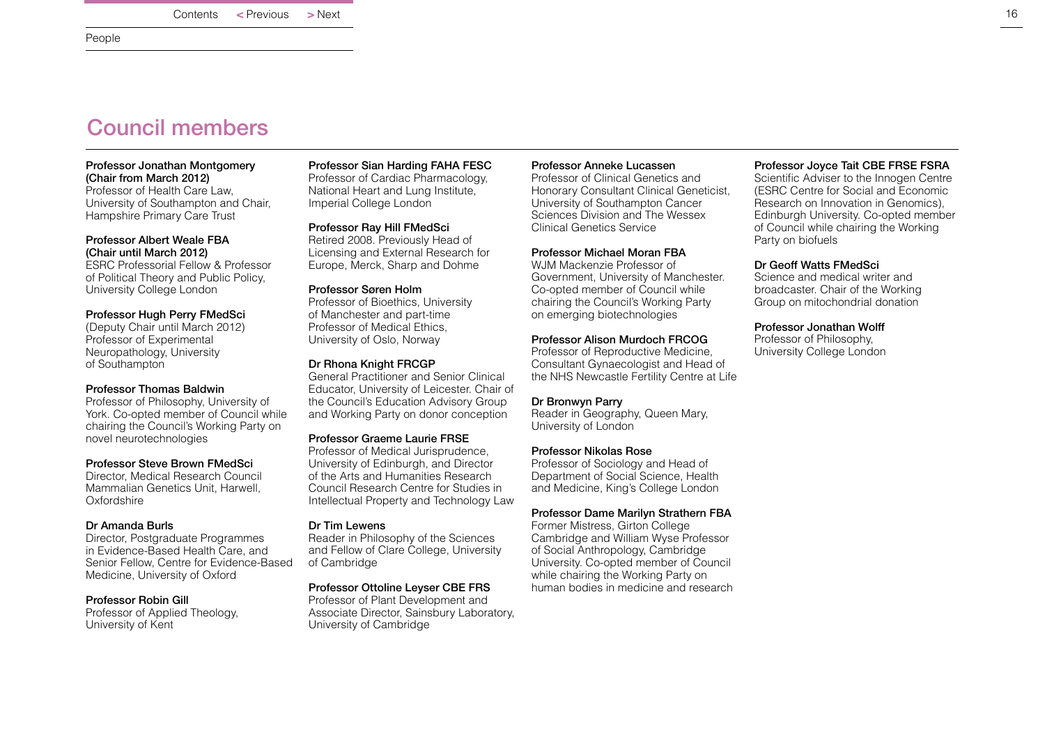# Council members

**Professor Jonathan Montgomery (Chair from March 2012)**
Professor of Health Care Law, University of Southampton and Chair, Hampshire Primary Care Trust

**Professor Albert Weale FBA (Chair until March 2012)**
ESRC Professorial Fellow & Professor of Political Theory and Public Policy, University College London

**Professor Hugh Perry FMedSci**
(Deputy Chair until March 2012) Professor of Experimental Neuropathology, University of Southampton

**Professor Thomas Baldwin**
Professor of Philosophy, University of York. Co-opted member of Council while chairing the Council's Working Party on novel neurotechnologies

**Professor Steve Brown FMedSci**
Director, Medical Research Council Mammalian Genetics Unit, Harwell, Oxfordshire

**Dr Amanda Burls**
Director, Postgraduate Programmes in Evidence-Based Health Care, and Senior Fellow, Centre for Evidence-Based Medicine, University of Oxford

**Professor Robin Gill**
Professor of Applied Theology, University of Kent

**Professor Sian Harding FAHA FESC**
Professor of Cardiac Pharmacology, National Heart and Lung Institute, Imperial College London

**Professor Ray Hill FMedSci**
Retired 2008. Previously Head of Licensing and External Research for Europe, Merck, Sharp and Dohme

**Professor Søren Holm**
Professor of Bioethics, University of Manchester and part-time Professor of Medical Ethics, University of Oslo, Norway

**Dr Rhona Knight FRCGP**
General Practitioner and Senior Clinical Educator, University of Leicester. Chair of the Council's Education Advisory Group and Working Party on donor conception

**Professor Graeme Laurie FRSE**
Professor of Medical Jurisprudence, University of Edinburgh, and Director of the Arts and Humanities Research Council Research Centre for Studies in Intellectual Property and Technology Law

**Dr Tim Lewens**
Reader in Philosophy of the Sciences and Fellow of Clare College, University of Cambridge

**Professor Ottoline Leyser CBE FRS**
Professor of Plant Development and Associate Director, Sainsbury Laboratory, University of Cambridge

**Professor Anneke Lucassen**
Professor of Clinical Genetics and Honorary Consultant Clinical Geneticist, University of Southampton Cancer Sciences Division and The Wessex Clinical Genetics Service

**Professor Michael Moran FBA**
WJM Mackenzie Professor of Government, University of Manchester. Co-opted member of Council while chairing the Council's Working Party on emerging biotechnologies

**Professor Alison Murdoch FRCOG**
Professor of Reproductive Medicine, Consultant Gynaecologist and Head of the NHS Newcastle Fertility Centre at Life

**Dr Bronwyn Parry**
Reader in Geography, Queen Mary, University of London

**Professor Nikolas Rose**
Professor of Sociology and Head of Department of Social Science, Health and Medicine, King's College London

**Professor Dame Marilyn Strathern FBA**
Former Mistress, Girton College Cambridge and William Wyse Professor of Social Anthropology, Cambridge University. Co-opted member of Council while chairing the Working Party on human bodies in medicine and research

**Professor Joyce Tait CBE FRSE FSRA**
Scientific Adviser to the Innogen Centre (ESRC Centre for Social and Economic Research on Innovation in Genomics), Edinburgh University. Co-opted member of Council while chairing the Working Party on biofuels

**Dr Geoff Watts FMedSci**
Science and medical writer and broadcaster. Chair of the Working Group on mitochondrial donation

**Professor Jonathan Wolff**
Professor of Philosophy, University College London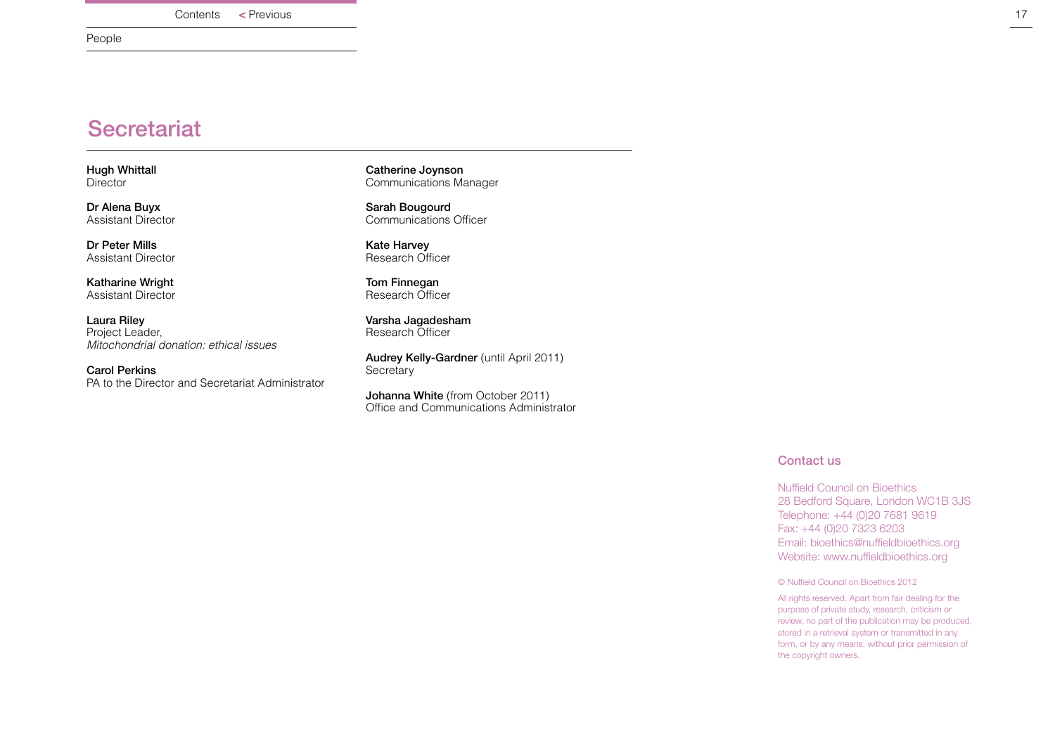# Secretariat

**Hugh Whittall**
Director

**Dr Alena Buyx**
Assistant Director

**Dr Peter Mills**
Assistant Director

**Katharine Wright**
Assistant Director

**Laura Riley**
Project Leader,
*Mitochondrial donation: ethical issues*

**Carol Perkins**
PA to the Director and Secretariat Administrator

**Catherine Joynson**
Communications Manager

**Sarah Bougourd**
Communications Officer

**Kate Harvey**
Research Officer

**Tom Finnegan**
Research Officer

**Varsha Jagadesham**
Research Officer

**Audrey Kelly-Gardner** (until April 2011)
Secretary

**Johanna White** (from October 2011)
Office and Communications Administrator

## Contact us

Nuffield Council on Bioethics
28 Bedford Square, London WC1B 3JS
Telephone: +44 (0)20 7681 9619
Fax: +44 (0)20 7323 6203
Email: bioethics@nuffieldbioethics.org
Website: www.nuffieldbioethics.org

© Nuffield Council on Bioethics 2012

All rights reserved. Apart from fair dealing for the purpose of private study, research, criticism or review, no part of the publication may be produced, stored in a retrieval system or transmitted in any form, or by any means, without prior permission of the copyright owners.